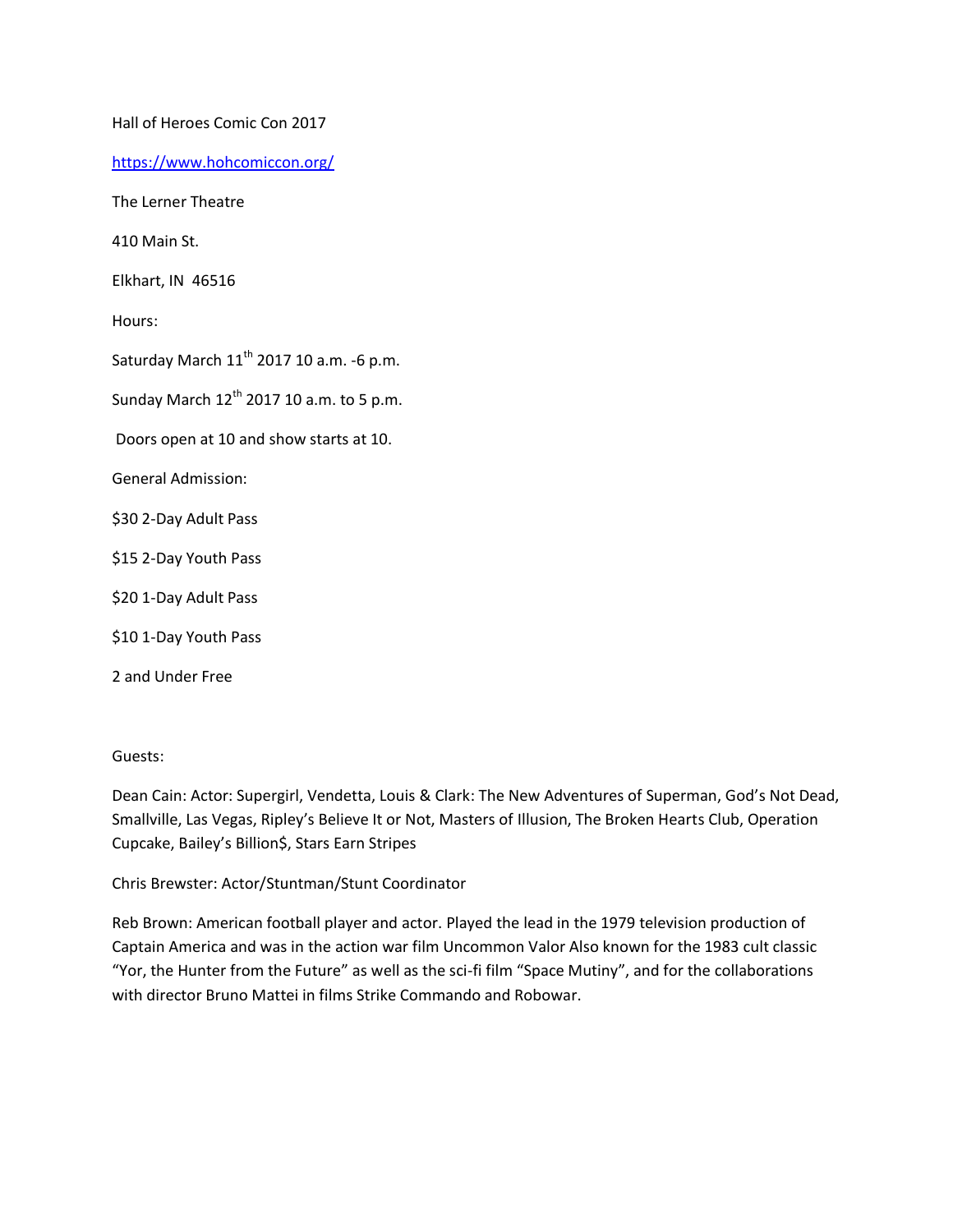Hall of Heroes Comic Con 2017

https://www.hohcomiccon.org/

The Lerner Theatre

410 Main St.

Elkhart, IN 46516

Hours:

Saturday March 11th 2017 10 a.m. -6 p.m.

Sunday March 12th 2017 10 a.m. to 5 p.m.

Doors open at 10 and show starts at 10.

General Admission:

$30 2-Day Adult Pass

$15 2-Day Youth Pass

$20 1-Day Adult Pass

$10 1-Day Youth Pass

2 and Under Free

Guests:

Dean Cain: Actor: Supergirl, Vendetta, Louis & Clark: The New Adventures of Superman, God's Not Dead, Smallville, Las Vegas, Ripley's Believe It or Not, Masters of Illusion, The Broken Hearts Club, Operation Cupcake, Bailey's Billion$, Stars Earn Stripes

Chris Brewster: Actor/Stuntman/Stunt Coordinator

Reb Brown: American football player and actor. Played the lead in the 1979 television production of Captain America and was in the action war film Uncommon Valor Also known for the 1983 cult classic "Yor, the Hunter from the Future" as well as the sci-fi film "Space Mutiny", and for the collaborations with director Bruno Mattei in films Strike Commando and Robowar.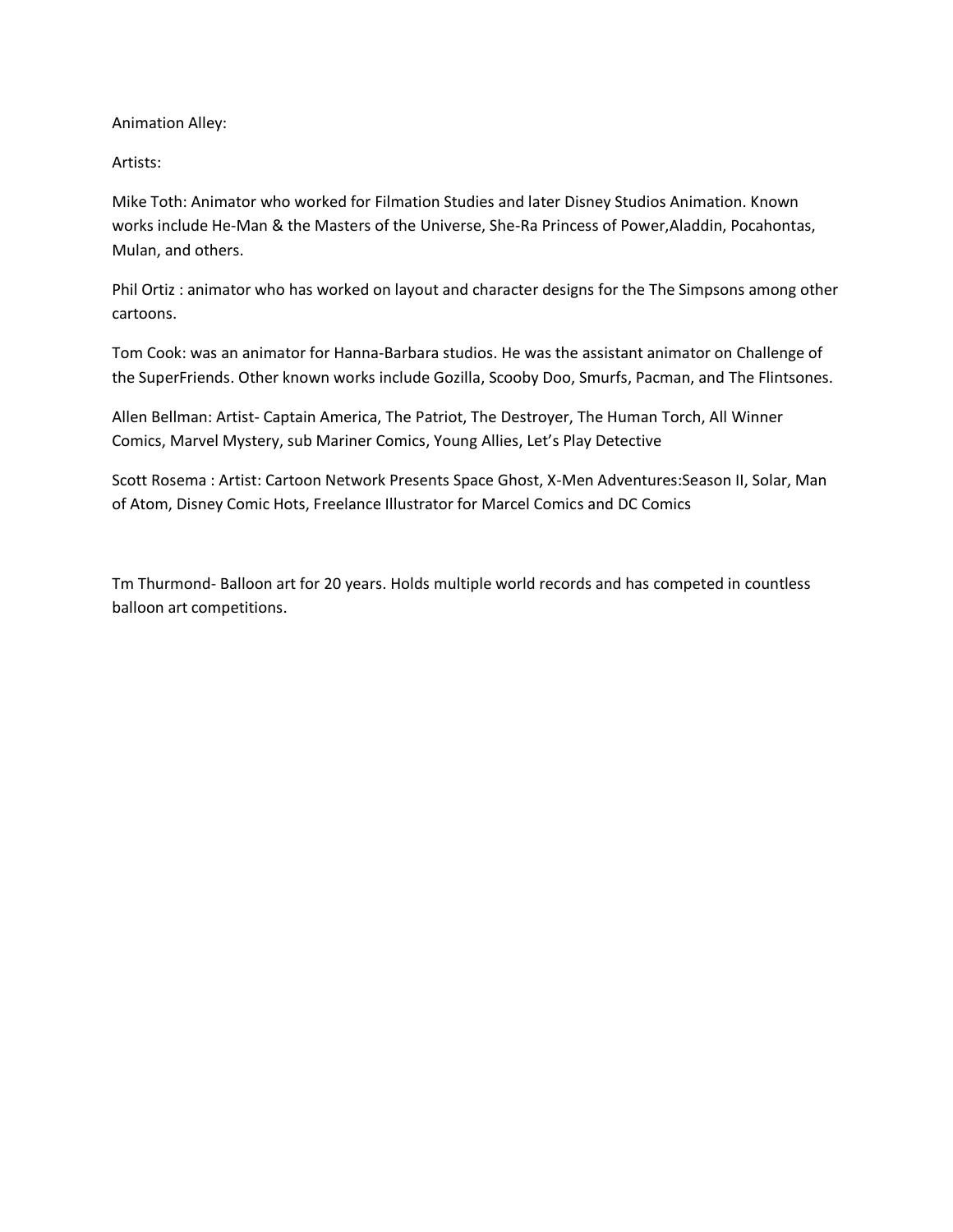Animation Alley:

Artists:

Mike Toth: Animator who worked for Filmation Studies and later Disney Studios Animation. Known works include He-Man & the Masters of the Universe, She-Ra Princess of Power,Aladdin, Pocahontas, Mulan, and others.

Phil Ortiz : animator who has worked on layout and character designs for the The Simpsons among other cartoons.

Tom Cook: was an animator for Hanna-Barbara studios. He was the assistant animator on Challenge of the SuperFriends. Other known works include Gozilla, Scooby Doo, Smurfs, Pacman, and The Flintsones.

Allen Bellman: Artist- Captain America, The Patriot, The Destroyer, The Human Torch, All Winner Comics, Marvel Mystery, sub Mariner Comics, Young Allies, Let's Play Detective

Scott Rosema : Artist: Cartoon Network Presents Space Ghost, X-Men Adventures:Season II, Solar, Man of Atom, Disney Comic Hots, Freelance Illustrator for Marcel Comics and DC Comics

Tm Thurmond- Balloon art for 20 years. Holds multiple world records and has competed in countless balloon art competitions.